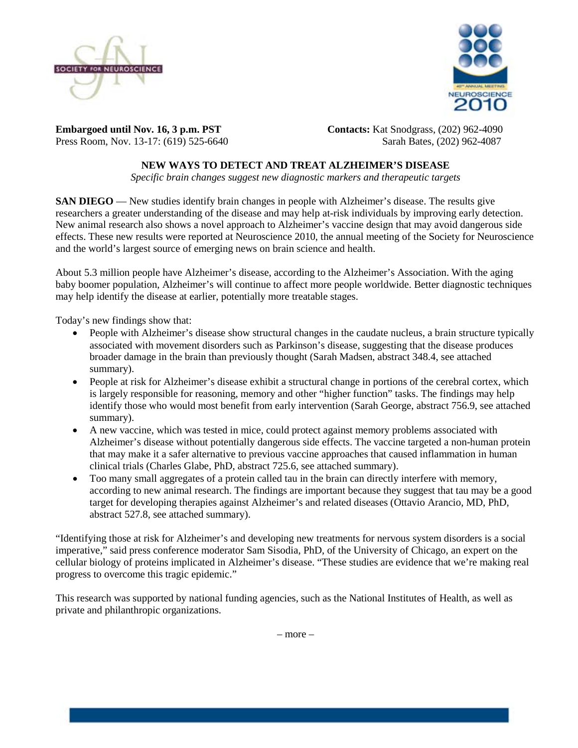**Embargoed until Nov. 16, 3 p.m. PST**
Press Room, Nov. 13-17: (619) 525-6640

**Contacts:** Kat Snodgrass, (202) 962-4090
Sarah Bates, (202) 962-4087

# NEW WAYS TO DETECT AND TREAT ALZHEIMER'S DISEASE

*Specific brain changes suggest new diagnostic markers and therapeutic targets*

**SAN DIEGO** — New studies identify brain changes in people with Alzheimer's disease. The results give researchers a greater understanding of the disease and may help at-risk individuals by improving early detection. New animal research also shows a novel approach to Alzheimer's vaccine design that may avoid dangerous side effects. These new results were reported at Neuroscience 2010, the annual meeting of the Society for Neuroscience and the world's largest source of emerging news on brain science and health.

About 5.3 million people have Alzheimer's disease, according to the Alzheimer's Association. With the aging baby boomer population, Alzheimer's will continue to affect more people worldwide. Better diagnostic techniques may help identify the disease at earlier, potentially more treatable stages.

Today's new findings show that:

- People with Alzheimer's disease show structural changes in the caudate nucleus, a brain structure typically associated with movement disorders such as Parkinson's disease, suggesting that the disease produces broader damage in the brain than previously thought (Sarah Madsen, abstract 348.4, see attached summary).
- People at risk for Alzheimer's disease exhibit a structural change in portions of the cerebral cortex, which is largely responsible for reasoning, memory and other "higher function" tasks. The findings may help identify those who would most benefit from early intervention (Sarah George, abstract 756.9, see attached summary).
- A new vaccine, which was tested in mice, could protect against memory problems associated with Alzheimer's disease without potentially dangerous side effects. The vaccine targeted a non-human protein that may make it a safer alternative to previous vaccine approaches that caused inflammation in human clinical trials (Charles Glabe, PhD, abstract 725.6, see attached summary).
- Too many small aggregates of a protein called tau in the brain can directly interfere with memory, according to new animal research. The findings are important because they suggest that tau may be a good target for developing therapies against Alzheimer's and related diseases (Ottavio Arancio, MD, PhD, abstract 527.8, see attached summary).

"Identifying those at risk for Alzheimer's and developing new treatments for nervous system disorders is a social imperative," said press conference moderator Sam Sisodia, PhD, of the University of Chicago, an expert on the cellular biology of proteins implicated in Alzheimer's disease. "These studies are evidence that we're making real progress to overcome this tragic epidemic."

This research was supported by national funding agencies, such as the National Institutes of Health, as well as private and philanthropic organizations.

– more –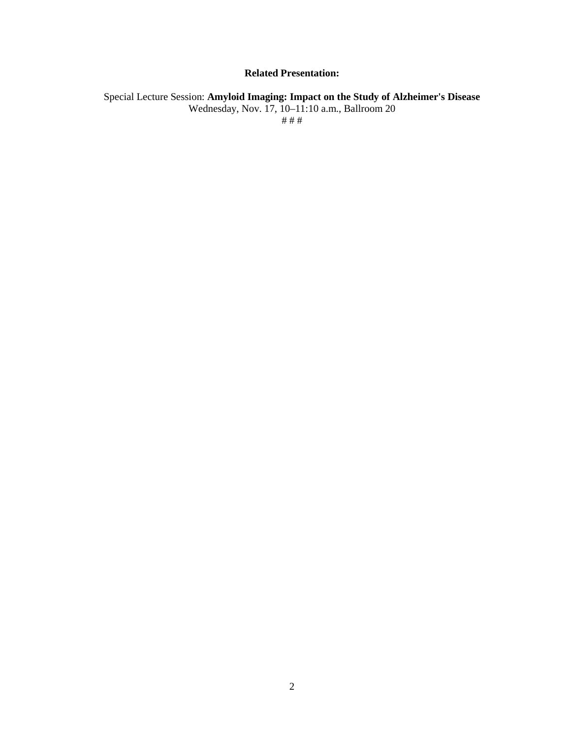**Related Presentation:**

Special Lecture Session: **Amyloid Imaging: Impact on the Study of Alzheimer's Disease**
Wednesday, Nov. 17, 10–11:10 a.m., Ballroom 20
# # #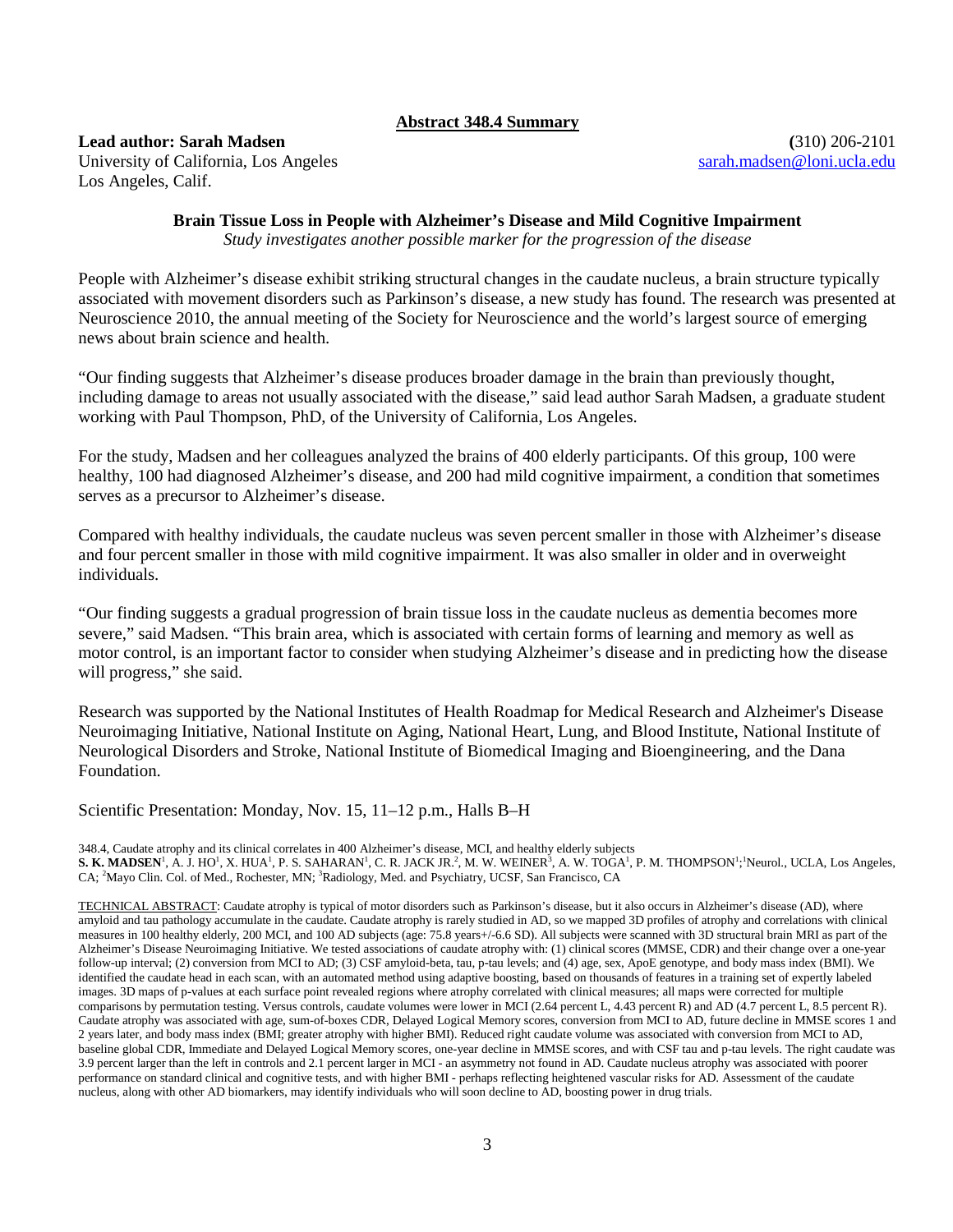**Abstract 348.4 Summary**

**Lead author: Sarah Madsen**
University of California, Los Angeles
Los Angeles, Calif.

**(**310) 206-2101
sarah.madsen@loni.ucla.edu

**Brain Tissue Loss in People with Alzheimer's Disease and Mild Cognitive Impairment**

*Study investigates another possible marker for the progression of the disease*

People with Alzheimer's disease exhibit striking structural changes in the caudate nucleus, a brain structure typically associated with movement disorders such as Parkinson's disease, a new study has found. The research was presented at Neuroscience 2010, the annual meeting of the Society for Neuroscience and the world's largest source of emerging news about brain science and health.

"Our finding suggests that Alzheimer's disease produces broader damage in the brain than previously thought, including damage to areas not usually associated with the disease," said lead author Sarah Madsen, a graduate student working with Paul Thompson, PhD, of the University of California, Los Angeles.

For the study, Madsen and her colleagues analyzed the brains of 400 elderly participants. Of this group, 100 were healthy, 100 had diagnosed Alzheimer's disease, and 200 had mild cognitive impairment, a condition that sometimes serves as a precursor to Alzheimer's disease.

Compared with healthy individuals, the caudate nucleus was seven percent smaller in those with Alzheimer's disease and four percent smaller in those with mild cognitive impairment. It was also smaller in older and in overweight individuals.

"Our finding suggests a gradual progression of brain tissue loss in the caudate nucleus as dementia becomes more severe," said Madsen. "This brain area, which is associated with certain forms of learning and memory as well as motor control, is an important factor to consider when studying Alzheimer's disease and in predicting how the disease will progress," she said.

Research was supported by the National Institutes of Health Roadmap for Medical Research and Alzheimer's Disease Neuroimaging Initiative, National Institute on Aging, National Heart, Lung, and Blood Institute, National Institute of Neurological Disorders and Stroke, National Institute of Biomedical Imaging and Bioengineering, and the Dana Foundation.

Scientific Presentation: Monday, Nov. 15, 11–12 p.m., Halls B–H

348.4, Caudate atrophy and its clinical correlates in 400 Alzheimer's disease, MCI, and healthy elderly subjects
**S. K. MADSEN**[1], A. J. HO[1], X. HUA[1], P. S. SAHARAN[1], C. R. JACK JR.[2], M. W. WEINER[3], A. W. TOGA[1], P. M. THOMPSON[1]; [1]Neurol., UCLA, Los Angeles, CA; [2]Mayo Clin. Col. of Med., Rochester, MN; [3]Radiology, Med. and Psychiatry, UCSF, San Francisco, CA

TECHNICAL ABSTRACT: Caudate atrophy is typical of motor disorders such as Parkinson's disease, but it also occurs in Alzheimer's disease (AD), where amyloid and tau pathology accumulate in the caudate. Caudate atrophy is rarely studied in AD, so we mapped 3D profiles of atrophy and correlations with clinical measures in 100 healthy elderly, 200 MCI, and 100 AD subjects (age: 75.8 years+/-6.6 SD). All subjects were scanned with 3D structural brain MRI as part of the Alzheimer's Disease Neuroimaging Initiative. We tested associations of caudate atrophy with: (1) clinical scores (MMSE, CDR) and their change over a one-year follow-up interval; (2) conversion from MCI to AD; (3) CSF amyloid-beta, tau, p-tau levels; and (4) age, sex, ApoE genotype, and body mass index (BMI). We identified the caudate head in each scan, with an automated method using adaptive boosting, based on thousands of features in a training set of expertly labeled images. 3D maps of p-values at each surface point revealed regions where atrophy correlated with clinical measures; all maps were corrected for multiple comparisons by permutation testing. Versus controls, caudate volumes were lower in MCI (2.64 percent L, 4.43 percent R) and AD (4.7 percent L, 8.5 percent R). Caudate atrophy was associated with age, sum-of-boxes CDR, Delayed Logical Memory scores, conversion from MCI to AD, future decline in MMSE scores 1 and 2 years later, and body mass index (BMI; greater atrophy with higher BMI). Reduced right caudate volume was associated with conversion from MCI to AD, baseline global CDR, Immediate and Delayed Logical Memory scores, one-year decline in MMSE scores, and with CSF tau and p-tau levels. The right caudate was 3.9 percent larger than the left in controls and 2.1 percent larger in MCI - an asymmetry not found in AD. Caudate nucleus atrophy was associated with poorer performance on standard clinical and cognitive tests, and with higher BMI - perhaps reflecting heightened vascular risks for AD. Assessment of the caudate nucleus, along with other AD biomarkers, may identify individuals who will soon decline to AD, boosting power in drug trials.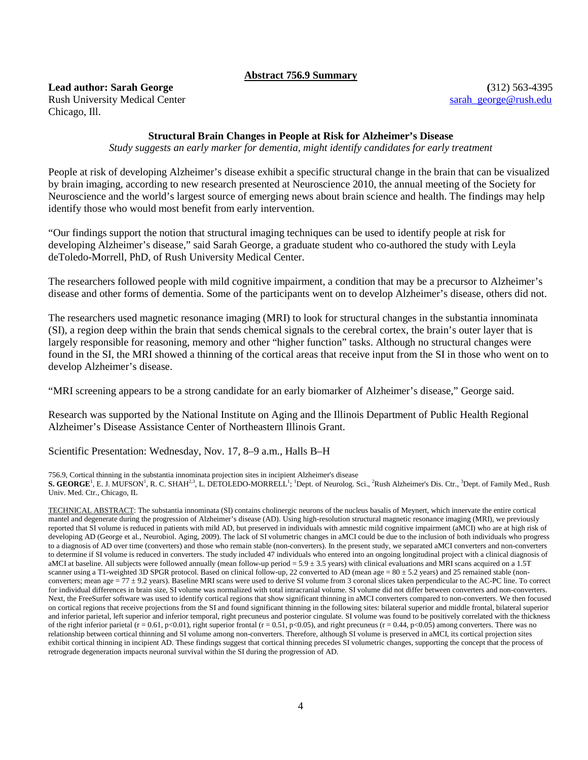**Abstract 756.9 Summary**

**Lead author: Sarah George**
Rush University Medical Center
Chicago, Ill.

(312) 563-4395
sarah_george@rush.edu

### Structural Brain Changes in People at Risk for Alzheimer's Disease

*Study suggests an early marker for dementia, might identify candidates for early treatment*

People at risk of developing Alzheimer's disease exhibit a specific structural change in the brain that can be visualized by brain imaging, according to new research presented at Neuroscience 2010, the annual meeting of the Society for Neuroscience and the world's largest source of emerging news about brain science and health. The findings may help identify those who would most benefit from early intervention.

"Our findings support the notion that structural imaging techniques can be used to identify people at risk for developing Alzheimer's disease," said Sarah George, a graduate student who co-authored the study with Leyla deToledo-Morrell, PhD, of Rush University Medical Center.

The researchers followed people with mild cognitive impairment, a condition that may be a precursor to Alzheimer's disease and other forms of dementia. Some of the participants went on to develop Alzheimer's disease, others did not.

The researchers used magnetic resonance imaging (MRI) to look for structural changes in the substantia innominata (SI), a region deep within the brain that sends chemical signals to the cerebral cortex, the brain's outer layer that is largely responsible for reasoning, memory and other "higher function" tasks. Although no structural changes were found in the SI, the MRI showed a thinning of the cortical areas that receive input from the SI in those who went on to develop Alzheimer's disease.

"MRI screening appears to be a strong candidate for an early biomarker of Alzheimer's disease," George said.

Research was supported by the National Institute on Aging and the Illinois Department of Public Health Regional Alzheimer's Disease Assistance Center of Northeastern Illinois Grant.

Scientific Presentation: Wednesday, Nov. 17, 8–9 a.m., Halls B–H

756.9, Cortical thinning in the substantia innominata projection sites in incipient Alzheimer's disease
**S. GEORGE**[1], E. J. MUFSON[1], R. C. SHAH[2,3], L. DETOLEDO-MORRELL[1]; [1]Dept. of Neurolog. Sci., [2]Rush Alzheimer's Dis. Ctr., [3]Dept. of Family Med., Rush Univ. Med. Ctr., Chicago, IL

TECHNICAL ABSTRACT: The substantia innominata (SI) contains cholinergic neurons of the nucleus basalis of Meynert, which innervate the entire cortical mantel and degenerate during the progression of Alzheimer's disease (AD). Using high-resolution structural magnetic resonance imaging (MRI), we previously reported that SI volume is reduced in patients with mild AD, but preserved in individuals with amnestic mild cognitive impairment (aMCI) who are at high risk of developing AD (George et al., Neurobiol. Aging, 2009). The lack of SI volumetric changes in aMCI could be due to the inclusion of both individuals who progress to a diagnosis of AD over time (converters) and those who remain stable (non-converters). In the present study, we separated aMCI converters and non-converters to determine if SI volume is reduced in converters. The study included 47 individuals who entered into an ongoing longitudinal project with a clinical diagnosis of aMCI at baseline. All subjects were followed annually (mean follow-up period = 5.9 ± 3.5 years) with clinical evaluations and MRI scans acquired on a 1.5T scanner using a T1-weighted 3D SPGR protocol. Based on clinical follow-up, 22 converted to AD (mean age = 80 ± 5.2 years) and 25 remained stable (non-converters; mean age = 77 ± 9.2 years). Baseline MRI scans were used to derive SI volume from 3 coronal slices taken perpendicular to the AC-PC line. To correct for individual differences in brain size, SI volume was normalized with total intracranial volume. SI volume did not differ between converters and non-converters. Next, the FreeSurfer software was used to identify cortical regions that show significant thinning in aMCI converters compared to non-converters. We then focused on cortical regions that receive projections from the SI and found significant thinning in the following sites: bilateral superior and middle frontal, bilateral superior and inferior parietal, left superior and inferior temporal, right precuneus and posterior cingulate. SI volume was found to be positively correlated with the thickness of the right inferior parietal ($r = 0.61$, $p<0.01$), right superior frontal ($r = 0.51$, $p<0.05$), and right precuneus ($r = 0.44$, $p<0.05$) among converters. There was no relationship between cortical thinning and SI volume among non-converters. Therefore, although SI volume is preserved in aMCI, its cortical projection sites exhibit cortical thinning in incipient AD. These findings suggest that cortical thinning precedes SI volumetric changes, supporting the concept that the process of retrograde degeneration impacts neuronal survival within the SI during the progression of AD.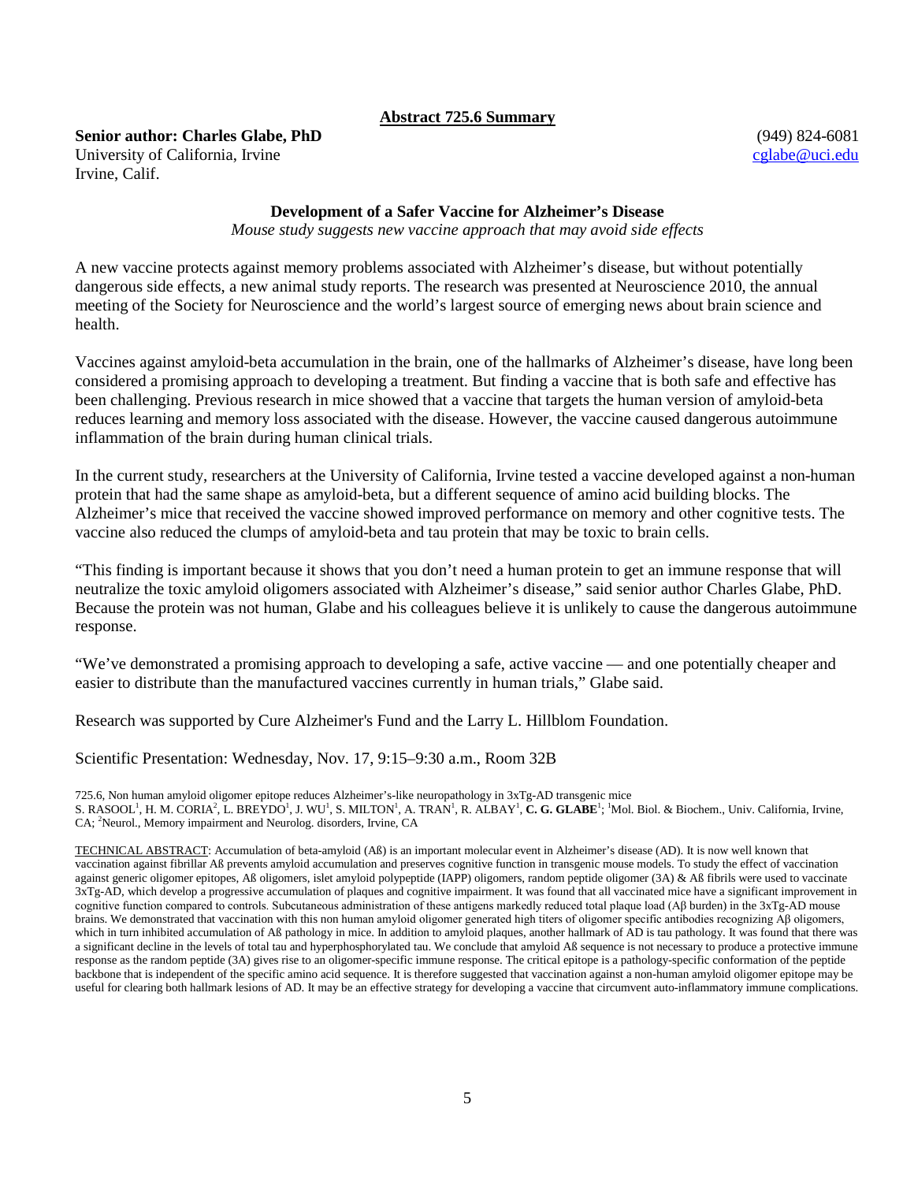## Abstract 725.6 Summary

**Senior author: Charles Glabe, PhD**
University of California, Irvine
Irvine, Calif.

(949) 824-6081
cglabe@uci.edu

### Development of a Safer Vaccine for Alzheimer's Disease

*Mouse study suggests new vaccine approach that may avoid side effects*

A new vaccine protects against memory problems associated with Alzheimer's disease, but without potentially dangerous side effects, a new animal study reports. The research was presented at Neuroscience 2010, the annual meeting of the Society for Neuroscience and the world's largest source of emerging news about brain science and health.

Vaccines against amyloid-beta accumulation in the brain, one of the hallmarks of Alzheimer's disease, have long been considered a promising approach to developing a treatment. But finding a vaccine that is both safe and effective has been challenging. Previous research in mice showed that a vaccine that targets the human version of amyloid-beta reduces learning and memory loss associated with the disease. However, the vaccine caused dangerous autoimmune inflammation of the brain during human clinical trials.

In the current study, researchers at the University of California, Irvine tested a vaccine developed against a non-human protein that had the same shape as amyloid-beta, but a different sequence of amino acid building blocks. The Alzheimer's mice that received the vaccine showed improved performance on memory and other cognitive tests. The vaccine also reduced the clumps of amyloid-beta and tau protein that may be toxic to brain cells.

"This finding is important because it shows that you don't need a human protein to get an immune response that will neutralize the toxic amyloid oligomers associated with Alzheimer's disease," said senior author Charles Glabe, PhD. Because the protein was not human, Glabe and his colleagues believe it is unlikely to cause the dangerous autoimmune response.

"We've demonstrated a promising approach to developing a safe, active vaccine — and one potentially cheaper and easier to distribute than the manufactured vaccines currently in human trials," Glabe said.

Research was supported by Cure Alzheimer's Fund and the Larry L. Hillblom Foundation.

Scientific Presentation: Wednesday, Nov. 17, 9:15–9:30 a.m., Room 32B

725.6, Non human amyloid oligomer epitope reduces Alzheimer's-like neuropathology in 3xTg-AD transgenic mice
S. RASOOL[1], H. M. CORIA[2], L. BREYDO[1], J. WU[1], S. MILTON[1], A. TRAN[1], R. ALBAY[1], **C. G. GLABE**[1]; [1]Mol. Biol. & Biochem., Univ. California, Irvine, CA; [2]Neurol., Memory impairment and Neurolog. disorders, Irvine, CA

TECHNICAL ABSTRACT: Accumulation of beta-amyloid (Aß) is an important molecular event in Alzheimer's disease (AD). It is now well known that vaccination against fibrillar Aß prevents amyloid accumulation and preserves cognitive function in transgenic mouse models. To study the effect of vaccination against generic oligomer epitopes, Aß oligomers, islet amyloid polypeptide (IAPP) oligomers, random peptide oligomer (3A) & Aß fibrils were used to vaccinate 3xTg-AD, which develop a progressive accumulation of plaques and cognitive impairment. It was found that all vaccinated mice have a significant improvement in cognitive function compared to controls. Subcutaneous administration of these antigens markedly reduced total plaque load (Aβ burden) in the 3xTg-AD mouse brains. We demonstrated that vaccination with this non human amyloid oligomer generated high titers of oligomer specific antibodies recognizing Aβ oligomers, which in turn inhibited accumulation of Aß pathology in mice. In addition to amyloid plaques, another hallmark of AD is tau pathology. It was found that there was a significant decline in the levels of total tau and hyperphosphorylated tau. We conclude that amyloid Aß sequence is not necessary to produce a protective immune response as the random peptide (3A) gives rise to an oligomer-specific immune response. The critical epitope is a pathology-specific conformation of the peptide backbone that is independent of the specific amino acid sequence. It is therefore suggested that vaccination against a non-human amyloid oligomer epitope may be useful for clearing both hallmark lesions of AD. It may be an effective strategy for developing a vaccine that circumvent auto-inflammatory immune complications.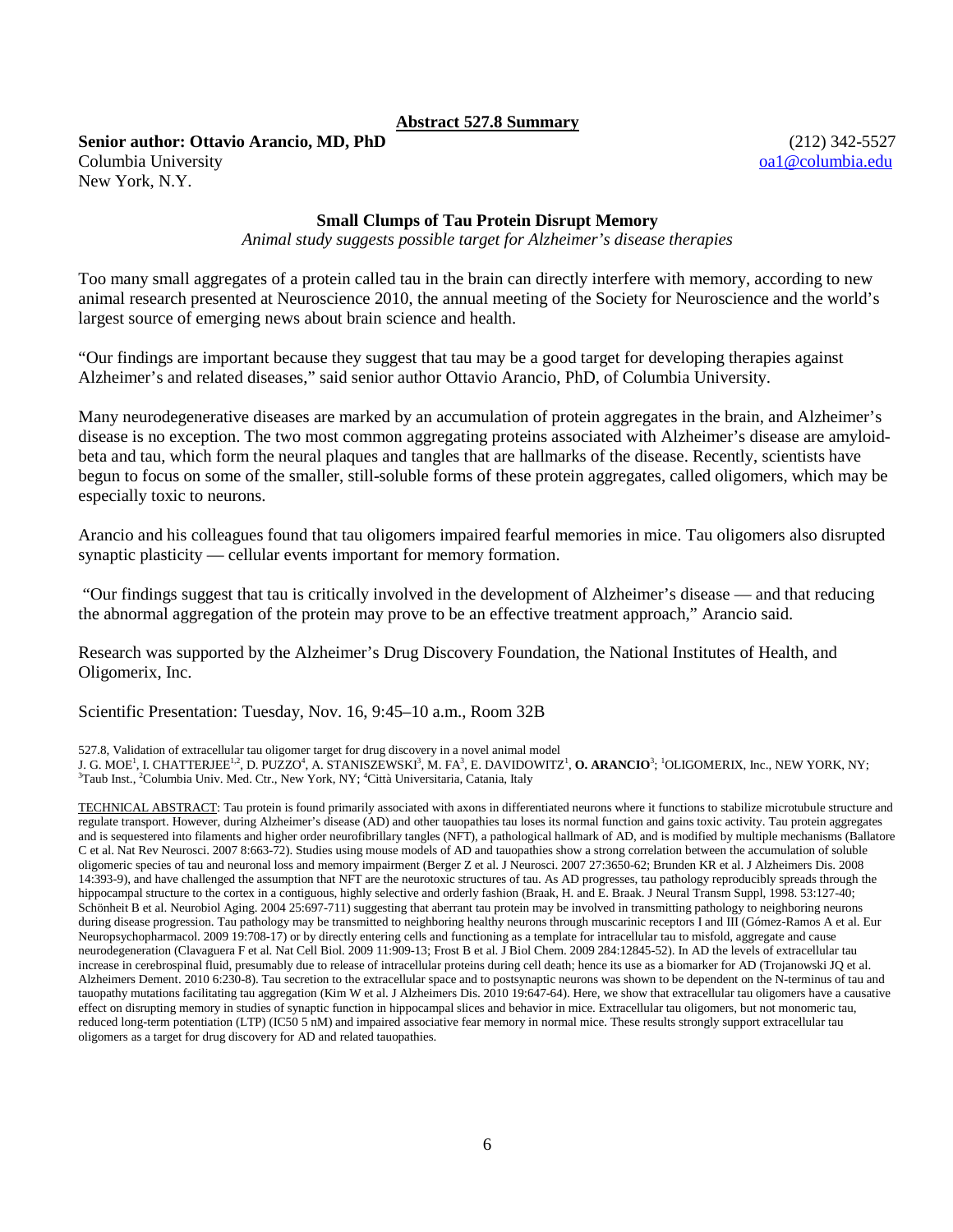**Abstract 527.8 Summary**

**Senior author: Ottavio Arancio, MD, PhD**
Columbia University
New York, N.Y.

(212) 342-5527
oa1@columbia.edu

**Small Clumps of Tau Protein Disrupt Memory**

*Animal study suggests possible target for Alzheimer's disease therapies*

Too many small aggregates of a protein called tau in the brain can directly interfere with memory, according to new animal research presented at Neuroscience 2010, the annual meeting of the Society for Neuroscience and the world's largest source of emerging news about brain science and health.

"Our findings are important because they suggest that tau may be a good target for developing therapies against Alzheimer's and related diseases," said senior author Ottavio Arancio, PhD, of Columbia University.

Many neurodegenerative diseases are marked by an accumulation of protein aggregates in the brain, and Alzheimer's disease is no exception. The two most common aggregating proteins associated with Alzheimer's disease are amyloid-beta and tau, which form the neural plaques and tangles that are hallmarks of the disease. Recently, scientists have begun to focus on some of the smaller, still-soluble forms of these protein aggregates, called oligomers, which may be especially toxic to neurons.

Arancio and his colleagues found that tau oligomers impaired fearful memories in mice. Tau oligomers also disrupted synaptic plasticity — cellular events important for memory formation.

"Our findings suggest that tau is critically involved in the development of Alzheimer's disease — and that reducing the abnormal aggregation of the protein may prove to be an effective treatment approach," Arancio said.

Research was supported by the Alzheimer's Drug Discovery Foundation, the National Institutes of Health, and Oligomerix, Inc.

Scientific Presentation: Tuesday, Nov. 16, 9:45–10 a.m., Room 32B

527.8, Validation of extracellular tau oligomer target for drug discovery in a novel animal model
J. G. MOE[1], I. CHATTERJEE[1,2], D. PUZZO[4], A. STANISZEWSKI[3], M. FA[3], E. DAVIDOWITZ[1], **O. ARANCIO**[3]; [1]OLIGOMERIX, Inc., NEW YORK, NY; [3]Taub Inst., [2]Columbia Univ. Med. Ctr., New York, NY; [4]Città Universitaria, Catania, Italy

TECHNICAL ABSTRACT: Tau protein is found primarily associated with axons in differentiated neurons where it functions to stabilize microtubule structure and regulate transport. However, during Alzheimer's disease (AD) and other tauopathies tau loses its normal function and gains toxic activity. Tau protein aggregates and is sequestered into filaments and higher order neurofibrillary tangles (NFT), a pathological hallmark of AD, and is modified by multiple mechanisms (Ballatore C et al. Nat Rev Neurosci. 2007 8:663-72). Studies using mouse models of AD and tauopathies show a strong correlation between the accumulation of soluble oligomeric species of tau and neuronal loss and memory impairment (Berger Z et al. J Neurosci. 2007 27:3650-62; Brunden KR et al. J Alzheimers Dis. 2008 14:393-9), and have challenged the assumption that NFT are the neurotoxic structures of tau. As AD progresses, tau pathology reproducibly spreads through the hippocampal structure to the cortex in a contiguous, highly selective and orderly fashion (Braak, H. and E. Braak. J Neural Transm Suppl, 1998. 53:127-40; Schönheit B et al. Neurobiol Aging. 2004 25:697-711) suggesting that aberrant tau protein may be involved in transmitting pathology to neighboring neurons during disease progression. Tau pathology may be transmitted to neighboring healthy neurons through muscarinic receptors I and III (Gómez-Ramos A et al. Eur Neuropsychopharmacol. 2009 19:708-17) or by directly entering cells and functioning as a template for intracellular tau to misfold, aggregate and cause neurodegeneration (Clavaguera F et al. Nat Cell Biol. 2009 11:909-13; Frost B et al. J Biol Chem. 2009 284:12845-52). In AD the levels of extracellular tau increase in cerebrospinal fluid, presumably due to release of intracellular proteins during cell death; hence its use as a biomarker for AD (Trojanowski JQ et al. Alzheimers Dement. 2010 6:230-8). Tau secretion to the extracellular space and to postsynaptic neurons was shown to be dependent on the N-terminus of tau and tauopathy mutations facilitating tau aggregation (Kim W et al. J Alzheimers Dis. 2010 19:647-64). Here, we show that extracellular tau oligomers have a causative effect on disrupting memory in studies of synaptic function in hippocampal slices and behavior in mice. Extracellular tau oligomers, but not monomeric tau, reduced long-term potentiation (LTP) ($IC_{50}$ 5 nM) and impaired associative fear memory in normal mice. These results strongly support extracellular tau oligomers as a target for drug discovery for AD and related tauopathies.